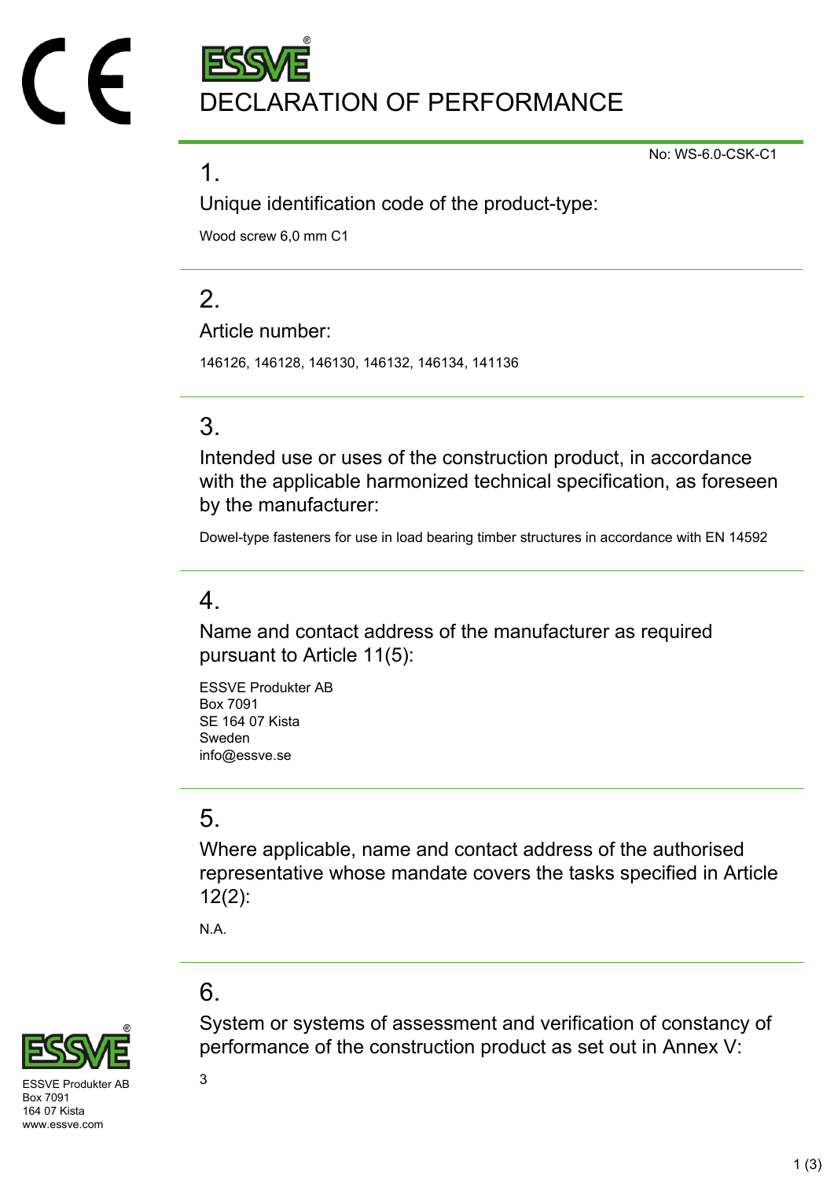# DECLARATION OF PERFORMANCE

No: WS-6.0-CSK-C1

## 1.

### Unique identification code of the product-type:

Wood screw 6,0 mm C1

## 2.

### Article number:

146126, 146128, 146130, 146132, 146134, 141136

## 3.

### Intended use or uses of the construction product, in accordance with the applicable harmonized technical specification, as foreseen by the manufacturer:

Dowel-type fasteners for use in load bearing timber structures in accordance with EN 14592

## 4.

### Name and contact address of the manufacturer as required pursuant to Article 11(5):

ESSVE Produkter AB  
Box 7091  
SE 164 07 Kista  
Sweden  
info@essve.se

## 5.

### Where applicable, name and contact address of the authorised representative whose mandate covers the tasks specified in Article 12(2):

N.A.

## 6.

### System or systems of assessment and verification of constancy of performance of the construction product as set out in Annex V:

3

ESSVE Produkter AB  
Box 7091  
164 07 Kista  
www.essve.com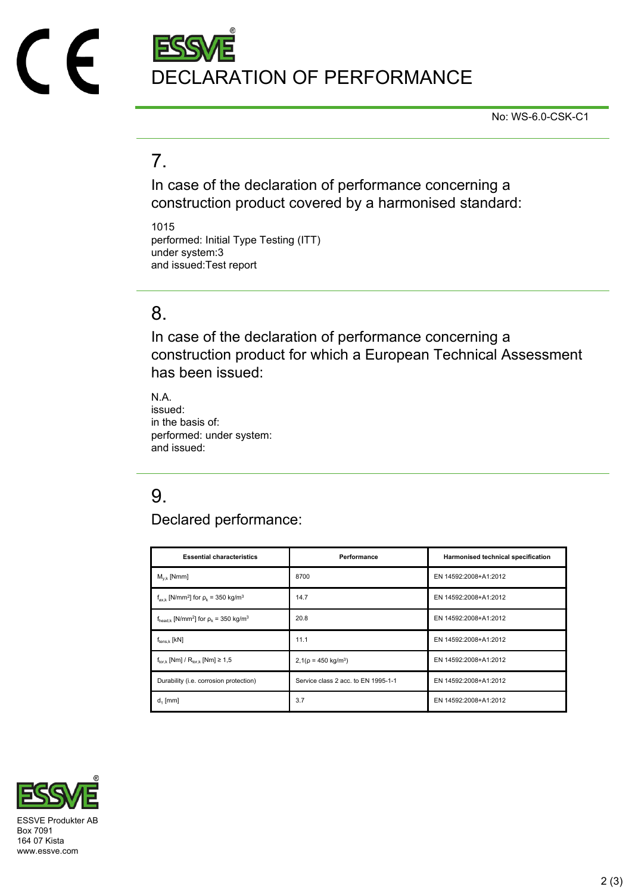No: WS-6.0-CSK-C1

## 7.

In case of the declaration of performance concerning a construction product covered by a harmonised standard:

1015
performed: Initial Type Testing (ITT)
under system:3
and issued:Test report

## 8.

In case of the declaration of performance concerning a construction product for which a European Technical Assessment has been issued:

N.A.
issued:
in the basis of:
performed: under system:
and issued:

## 9.

Declared performance:

| Essential characteristics | Performance | Harmonised technical specification |
| --- | --- | --- |
| $M_{y,k}$ [Nmm] | 8700 | EN 14592:2008+A1:2012 |
| $f_{ax,k}$ [N/mm$^2$] for $\rho_k$ = 350 kg/m$^3$ | 14.7 | EN 14592:2008+A1:2012 |
| $f_{head,k}$ [N/mm$^2$] for $\rho_k$ = 350 kg/m$^3$ | 20.8 | EN 14592:2008+A1:2012 |
| $f_{tens,k}$ [kN] | 11.1 | EN 14592:2008+A1:2012 |
| $f_{tor,k}$ [Nm] / $R_{tor,k}$ [Nm] ≥ 1,5 | 2,1(ρ = 450 kg/m$^3$) | EN 14592:2008+A1:2012 |
| Durability (i.e. corrosion protection) | Service class 2 acc. to EN 1995-1-1 | EN 14592:2008+A1:2012 |
| $d_1$ [mm] | 3.7 | EN 14592:2008+A1:2012 |

ESSVE Produkter AB
Box 7091
164 07 Kista
www.essve.com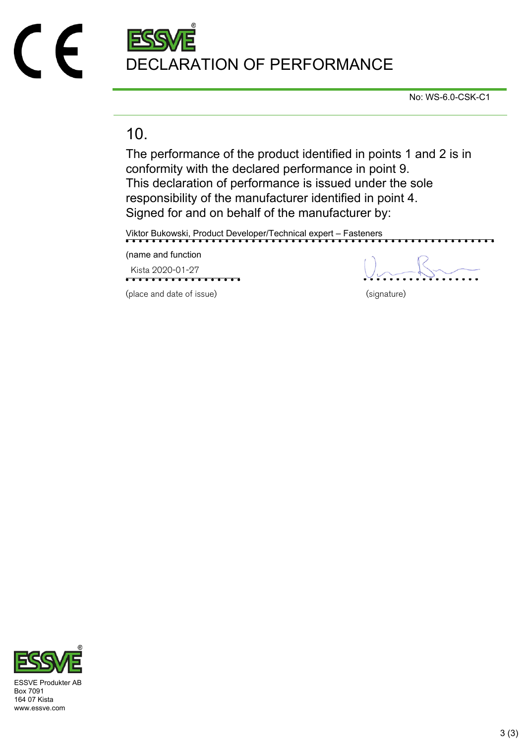# DECLARATION OF PERFORMANCE

No: WS-6.0-CSK-C1

## 10.

The performance of the product identified in points 1 and 2 is in conformity with the declared performance in point 9.
This declaration of performance is issued under the sole responsibility of the manufacturer identified in point 4.
Signed for and on behalf of the manufacturer by:

Viktor Bukowski, Product Developer/Technical expert – Fasteners

(name and function

Kista 2020-01-27

(place and date of issue)

(signature)

ESSVE Produkter AB
Box 7091
164 07 Kista
www.essve.com